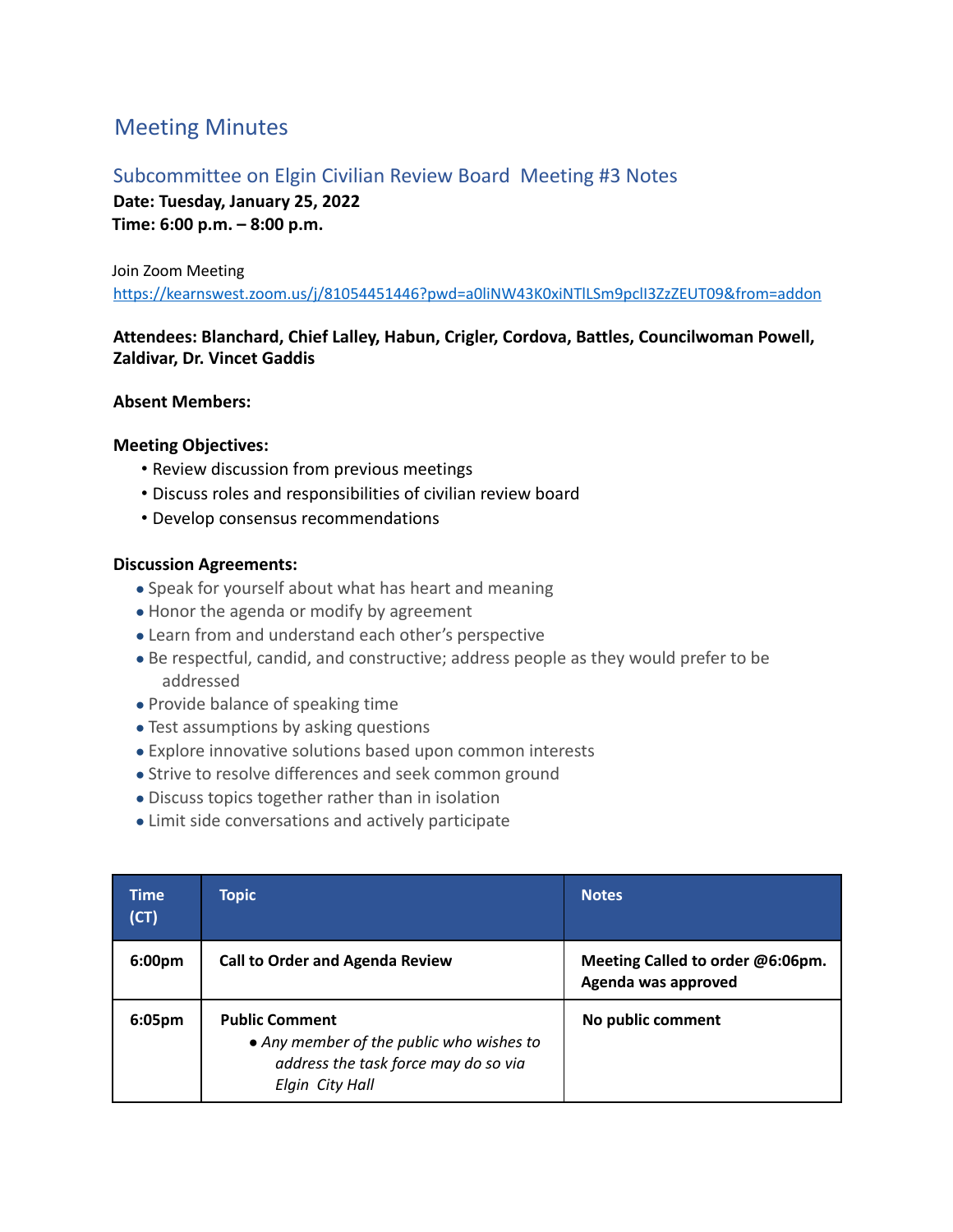# Meeting Minutes

## Subcommittee on Elgin Civilian Review Board Meeting #3 Notes

**Date: Tuesday, January 25, 2022**
**Time: 6:00 p.m. – 8:00 p.m.**

Join Zoom Meeting
https://kearnswest.zoom.us/j/81054451446?pwd=a0liNW43K0xiNTlLSm9pclI3ZzZEUT09&from=addon

**Attendees: Blanchard, Chief Lalley, Habun, Crigler, Cordova, Battles, Councilwoman Powell, Zaldivar, Dr. Vincet Gaddis**

**Absent Members:**

**Meeting Objectives:**

- Review discussion from previous meetings
- Discuss roles and responsibilities of civilian review board
- Develop consensus recommendations

**Discussion Agreements:**

- Speak for yourself about what has heart and meaning
- Honor the agenda or modify by agreement
- Learn from and understand each other's perspective
- Be respectful, candid, and constructive; address people as they would prefer to be addressed
- Provide balance of speaking time
- Test assumptions by asking questions
- Explore innovative solutions based upon common interests
- Strive to resolve differences and seek common ground
- Discuss topics together rather than in isolation
- Limit side conversations and actively participate

| Time (CT) | Topic | Notes |
|---|---|---|
| **6:00pm** | **Call to Order and Agenda Review** | **Meeting Called to order @6:06pm. Agenda was approved** |
| **6:05pm** | **Public Comment** <br> • *Any member of the public who wishes to address the task force may do so via Elgin City Hall* | **No public comment** |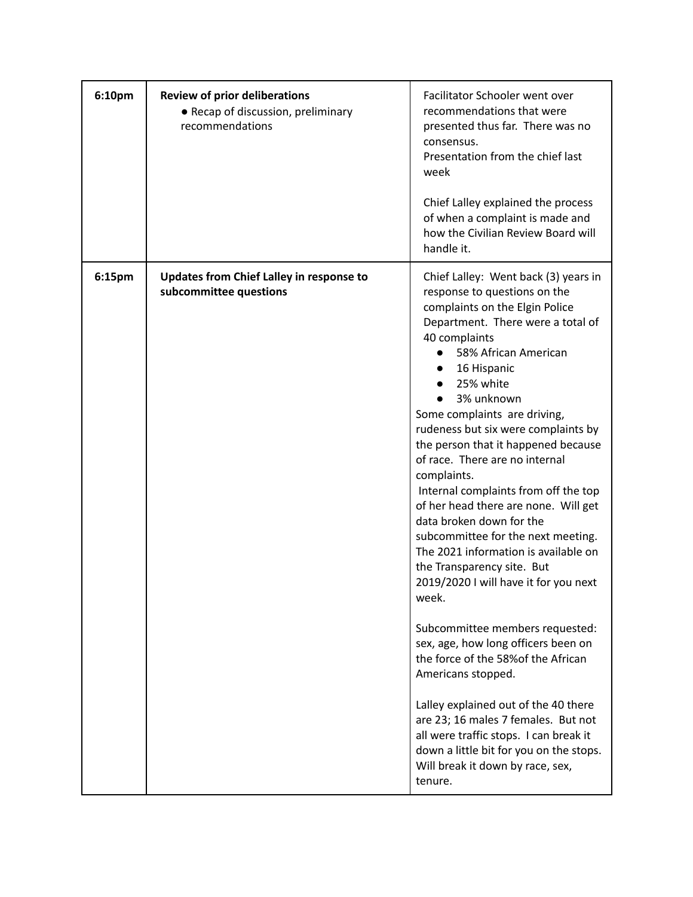| | | |
|---|---|---|
| 6:10pm | **Review of prior deliberations**<br>● Recap of discussion, preliminary recommendations | Facilitator Schooler went over recommendations that were presented thus far. There was no consensus.<br>Presentation from the chief last week<br><br>Chief Lalley explained the process of when a complaint is made and how the Civilian Review Board will handle it. |
| 6:15pm | **Updates from Chief Lalley in response to subcommittee questions** | Chief Lalley: Went back (3) years in response to questions on the complaints on the Elgin Police Department. There were a total of 40 complaints<br>● 58% African American<br>● 16 Hispanic<br>● 25% white<br>● 3% unknown<br>Some complaints are driving, rudeness but six were complaints by the person that it happened because of race. There are no internal complaints.<br>Internal complaints from off the top of her head there are none. Will get data broken down for the subcommittee for the next meeting. The 2021 information is available on the Transparency site. But 2019/2020 I will have it for you next week.<br><br>Subcommittee members requested: sex, age, how long officers been on the force of the 58%of the African Americans stopped.<br><br>Lalley explained out of the 40 there are 23; 16 males 7 females. But not all were traffic stops. I can break it down a little bit for you on the stops. Will break it down by race, sex, tenure. |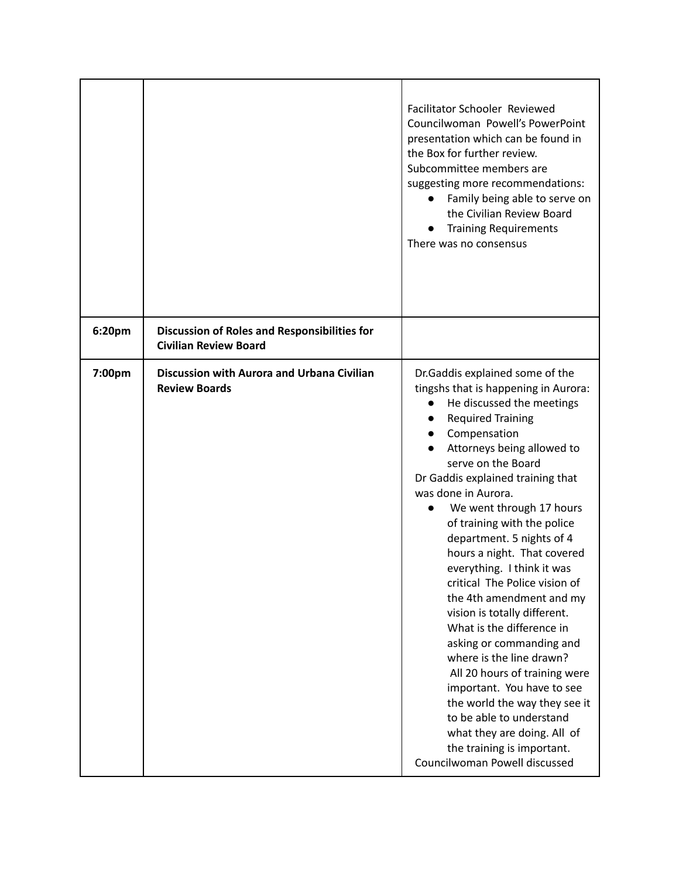| | | |
|---|---|---|
| | | Facilitator Schooler Reviewed Councilwoman Powell's PowerPoint presentation which can be found in the Box for further review. Subcommittee members are suggesting more recommendations: <br>● Family being able to serve on the Civilian Review Board <br>● Training Requirements <br>There was no consensus |
| **6:20pm** | **Discussion of Roles and Responsibilities for Civilian Review Board** | |
| **7:00pm** | **Discussion with Aurora and Urbana Civilian Review Boards** | Dr.Gaddis explained some of the tingshs that is happening in Aurora: <br>● He discussed the meetings <br>● Required Training <br>● Compensation <br>● Attorneys being allowed to serve on the Board <br>Dr Gaddis explained training that was done in Aurora. <br>● We went through 17 hours of training with the police department. 5 nights of 4 hours a night. That covered everything. I think it was critical The Police vision of the 4th amendment and my vision is totally different. What is the difference in asking or commanding and where is the line drawn? All 20 hours of training were important. You have to see the world the way they see it to be able to understand what they are doing. All of the training is important. <br>Councilwoman Powell discussed |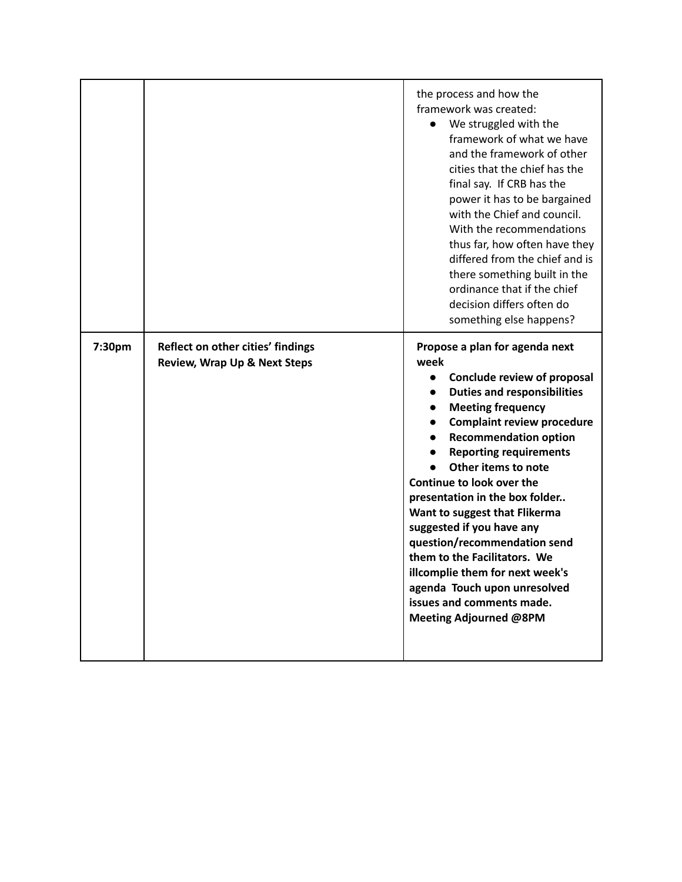| | | |
|---|---|---|
| | | the process and how the framework was created:<br>● We struggled with the framework of what we have and the framework of other cities that the chief has the final say. If CRB has the power it has to be bargained with the Chief and council. With the recommendations thus far, how often have they differed from the chief and is there something built in the ordinance that if the chief decision differs often do something else happens? |
| **7:30pm** | **Reflect on other cities' findings**<br>**Review, Wrap Up & Next Steps** | **Propose a plan for agenda next week**<br>● **Conclude review of proposal**<br>● **Duties and responsibilities**<br>● **Meeting frequency**<br>● **Complaint review procedure**<br>● **Recommendation option**<br>● **Reporting requirements**<br>● **Other items to note**<br>**Continue to look over the presentation in the box folder.. Want to suggest that Flikerma suggested if you have any question/recommendation send them to the Facilitators. We illcomplie them for next week's agenda Touch upon unresolved issues and comments made.**<br>**Meeting Adjourned @8PM** |